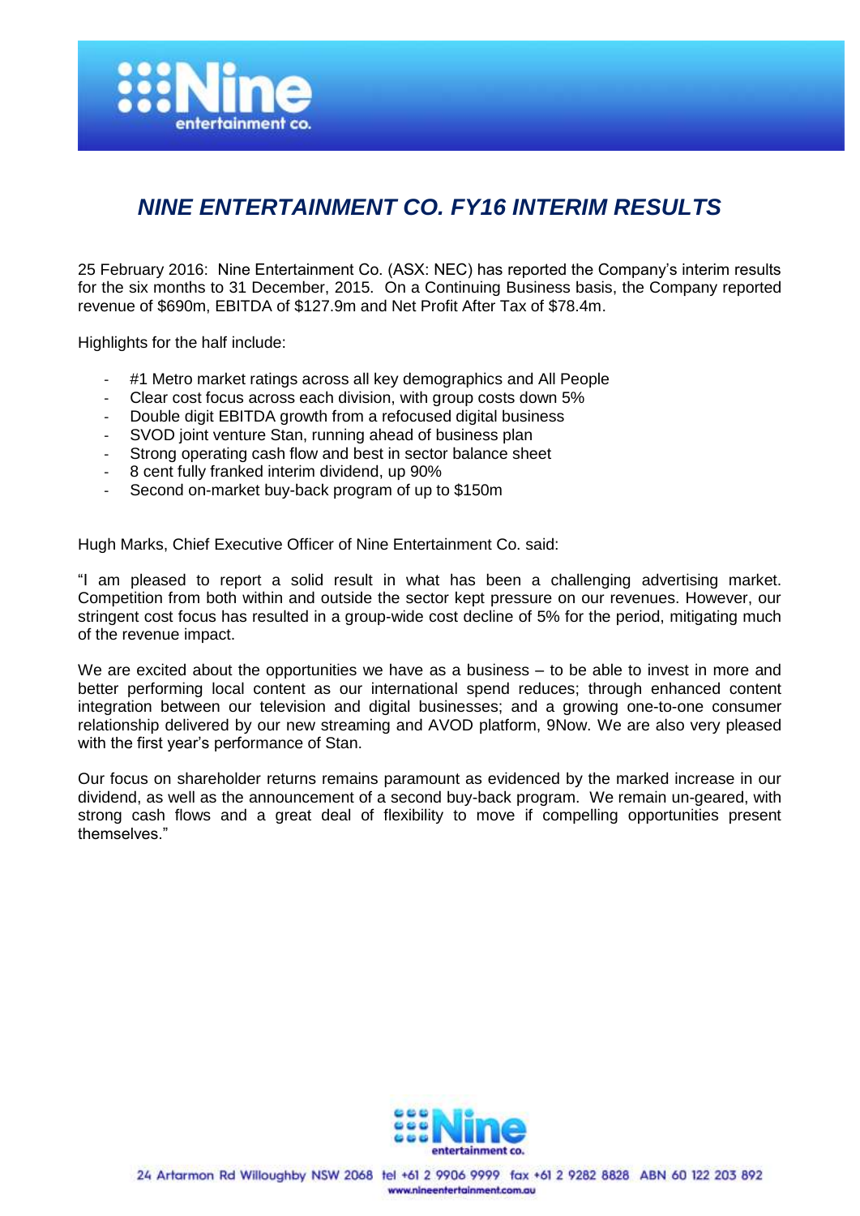# *NINE ENTERTAINMENT CO. FY16 INTERIM RESULTS*

25 February 2016: Nine Entertainment Co. (ASX: NEC) has reported the Company's interim results for the six months to 31 December, 2015. On a Continuing Business basis, the Company reported revenue of $690m, EBITDA of $127.9m and Net Profit After Tax of $78.4m.

Highlights for the half include:

- #1 Metro market ratings across all key demographics and All People
- Clear cost focus across each division, with group costs down 5%
- Double digit EBITDA growth from a refocused digital business
- SVOD joint venture Stan, running ahead of business plan
- Strong operating cash flow and best in sector balance sheet
- 8 cent fully franked interim dividend, up 90%
- Second on-market buy-back program of up to $150m

Hugh Marks, Chief Executive Officer of Nine Entertainment Co. said:

"I am pleased to report a solid result in what has been a challenging advertising market. Competition from both within and outside the sector kept pressure on our revenues. However, our stringent cost focus has resulted in a group-wide cost decline of 5% for the period, mitigating much of the revenue impact.

We are excited about the opportunities we have as a business – to be able to invest in more and better performing local content as our international spend reduces; through enhanced content integration between our television and digital businesses; and a growing one-to-one consumer relationship delivered by our new streaming and AVOD platform, 9Now. We are also very pleased with the first year's performance of Stan.

Our focus on shareholder returns remains paramount as evidenced by the marked increase in our dividend, as well as the announcement of a second buy-back program. We remain un-geared, with strong cash flows and a great deal of flexibility to move if compelling opportunities present themselves."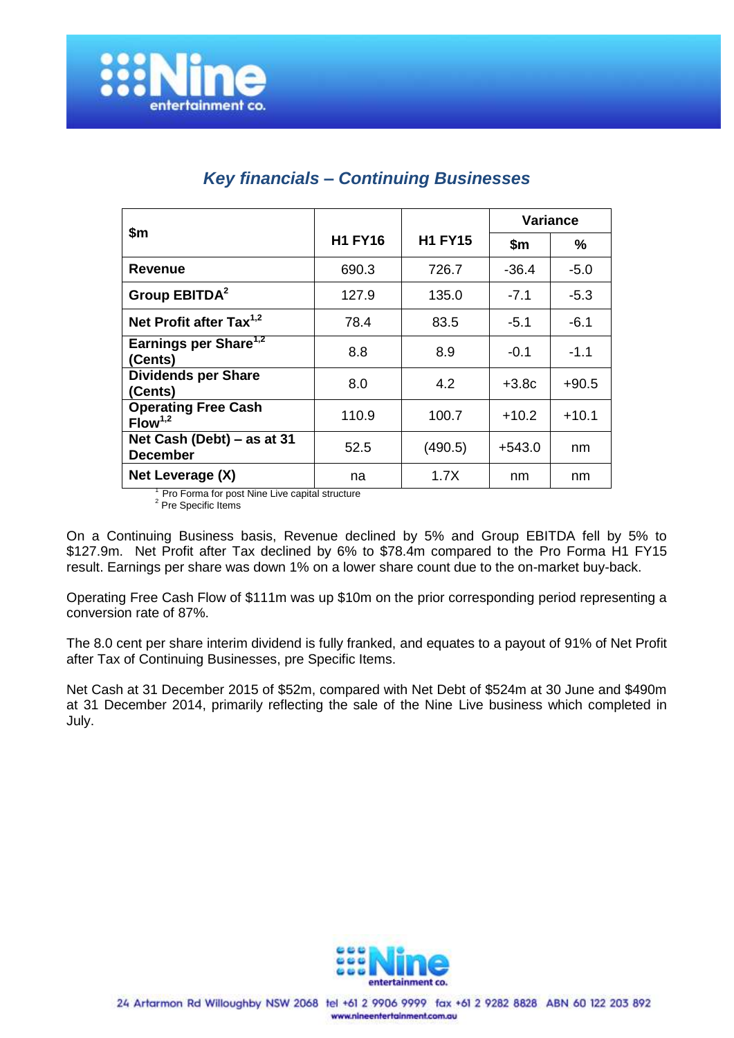## *Key financials – Continuing Businesses*

| $m | H1 FY16 | H1 FY15 | Variance | |
|---|---|---|---|---|
| | | | $m | % |
| **Revenue** | 690.3 | 726.7 | -36.4 | -5.0 |
| **Group EBITDA**[2] | 127.9 | 135.0 | -7.1 | -5.3 |
| **Net Profit after Tax**[1,2] | 78.4 | 83.5 | -5.1 | -6.1 |
| **Earnings per Share**[1,2] **(Cents)** | 8.8 | 8.9 | -0.1 | -1.1 |
| **Dividends per Share (Cents)** | 8.0 | 4.2 | +3.8c | +90.5 |
| **Operating Free Cash Flow**[1,2] | 110.9 | 100.7 | +10.2 | +10.1 |
| **Net Cash (Debt) – as at 31 December** | 52.5 | (490.5) | +543.0 | nm |
| **Net Leverage (X)** | na | 1.7X | nm | nm |

[1] Pro Forma for post Nine Live capital structure
[2] Pre Specific Items

On a Continuing Business basis, Revenue declined by 5% and Group EBITDA fell by 5% to $127.9m. Net Profit after Tax declined by 6% to $78.4m compared to the Pro Forma H1 FY15 result. Earnings per share was down 1% on a lower share count due to the on-market buy-back.

Operating Free Cash Flow of $111m was up $10m on the prior corresponding period representing a conversion rate of 87%.

The 8.0 cent per share interim dividend is fully franked, and equates to a payout of 91% of Net Profit after Tax of Continuing Businesses, pre Specific Items.

Net Cash at 31 December 2015 of $52m, compared with Net Debt of $524m at 30 June and $490m at 31 December 2014, primarily reflecting the sale of the Nine Live business which completed in July.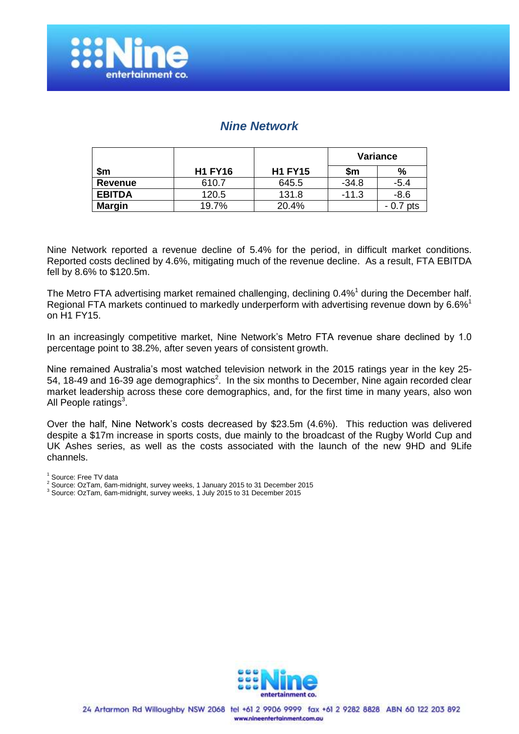## *Nine Network*

| $m | H1 FY16 | H1 FY15 | Variance | |
|---|---|---|---|---|
| | | | $m | % |
| **Revenue** | 610.7 | 645.5 | -34.8 | -5.4 |
| **EBITDA** | 120.5 | 131.8 | -11.3 | -8.6 |
| **Margin** | 19.7% | 20.4% | | - 0.7 pts |

Nine Network reported a revenue decline of 5.4% for the period, in difficult market conditions. Reported costs declined by 4.6%, mitigating much of the revenue decline. As a result, FTA EBITDA fell by 8.6% to $120.5m.

The Metro FTA advertising market remained challenging, declining 0.4%[1] during the December half. Regional FTA markets continued to markedly underperform with advertising revenue down by 6.6%[1] on H1 FY15.

In an increasingly competitive market, Nine Network's Metro FTA revenue share declined by 1.0 percentage point to 38.2%, after seven years of consistent growth.

Nine remained Australia's most watched television network in the 2015 ratings year in the key 25-54, 18-49 and 16-39 age demographics[2]. In the six months to December, Nine again recorded clear market leadership across these core demographics, and, for the first time in many years, also won All People ratings[3].

Over the half, Nine Network's costs decreased by $23.5m (4.6%). This reduction was delivered despite a $17m increase in sports costs, due mainly to the broadcast of the Rugby World Cup and UK Ashes series, as well as the costs associated with the launch of the new 9HD and 9Life channels.

[1] Source: Free TV data
[2] Source: OzTam, 6am-midnight, survey weeks, 1 January 2015 to 31 December 2015
[3] Source: OzTam, 6am-midnight, survey weeks, 1 July 2015 to 31 December 2015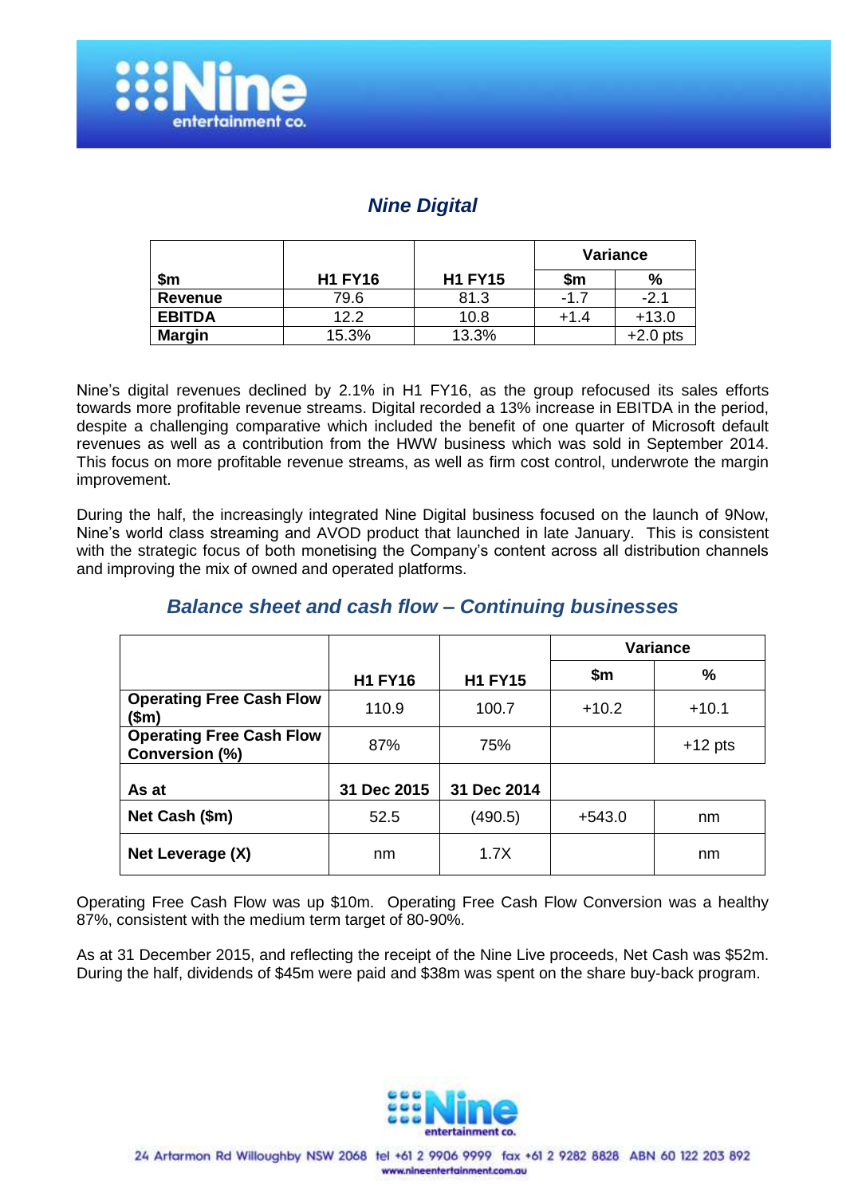## *Nine Digital*

| $m | H1 FY16 | H1 FY15 | Variance | |
|---|---|---|---|---|
| | | | $m | % |
| Revenue | 79.6 | 81.3 | -1.7 | -2.1 |
| EBITDA | 12.2 | 10.8 | +1.4 | +13.0 |
| Margin | 15.3% | 13.3% | | +2.0 pts |

Nine's digital revenues declined by 2.1% in H1 FY16, as the group refocused its sales efforts towards more profitable revenue streams. Digital recorded a 13% increase in EBITDA in the period, despite a challenging comparative which included the benefit of one quarter of Microsoft default revenues as well as a contribution from the HWW business which was sold in September 2014. This focus on more profitable revenue streams, as well as firm cost control, underwrote the margin improvement.

During the half, the increasingly integrated Nine Digital business focused on the launch of 9Now, Nine's world class streaming and AVOD product that launched in late January. This is consistent with the strategic focus of both monetising the Company's content across all distribution channels and improving the mix of owned and operated platforms.

## *Balance sheet and cash flow – Continuing businesses*

| | H1 FY16 | H1 FY15 | Variance | |
|---|---|---|---|---|
| | | | $m | % |
| **Operating Free Cash Flow ($m)** | 110.9 | 100.7 | +10.2 | +10.1 |
| **Operating Free Cash Flow Conversion (%)** | 87% | 75% | | +12 pts |
| **As at** | **31 Dec 2015** | **31 Dec 2014** | | |
| **Net Cash ($m)** | 52.5 | (490.5) | +543.0 | nm |
| **Net Leverage (X)** | nm | 1.7X | | nm |

Operating Free Cash Flow was up $10m. Operating Free Cash Flow Conversion was a healthy 87%, consistent with the medium term target of 80-90%.

As at 31 December 2015, and reflecting the receipt of the Nine Live proceeds, Net Cash was $52m. During the half, dividends of $45m were paid and $38m was spent on the share buy-back program.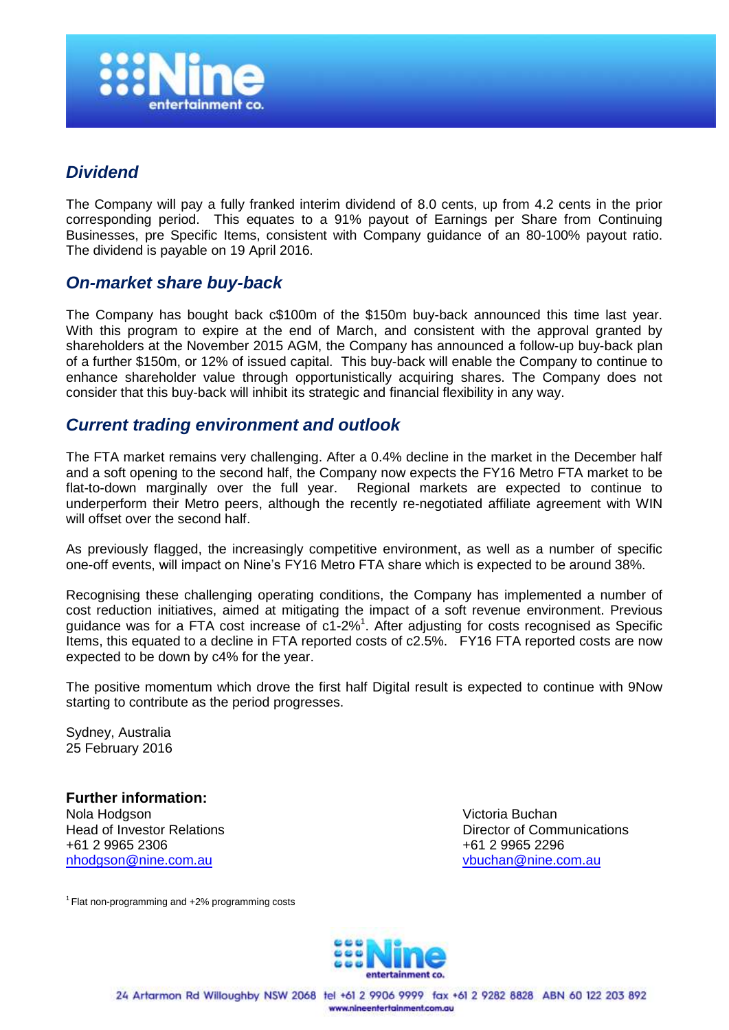## *Dividend*

The Company will pay a fully franked interim dividend of 8.0 cents, up from 4.2 cents in the prior corresponding period. This equates to a 91% payout of Earnings per Share from Continuing Businesses, pre Specific Items, consistent with Company guidance of an 80-100% payout ratio. The dividend is payable on 19 April 2016.

## *On-market share buy-back*

The Company has bought back c$100m of the $150m buy-back announced this time last year. With this program to expire at the end of March, and consistent with the approval granted by shareholders at the November 2015 AGM, the Company has announced a follow-up buy-back plan of a further $150m, or 12% of issued capital. This buy-back will enable the Company to continue to enhance shareholder value through opportunistically acquiring shares. The Company does not consider that this buy-back will inhibit its strategic and financial flexibility in any way.

## *Current trading environment and outlook*

The FTA market remains very challenging. After a 0.4% decline in the market in the December half and a soft opening to the second half, the Company now expects the FY16 Metro FTA market to be flat-to-down marginally over the full year. Regional markets are expected to continue to underperform their Metro peers, although the recently re-negotiated affiliate agreement with WIN will offset over the second half.

As previously flagged, the increasingly competitive environment, as well as a number of specific one-off events, will impact on Nine's FY16 Metro FTA share which is expected to be around 38%.

Recognising these challenging operating conditions, the Company has implemented a number of cost reduction initiatives, aimed at mitigating the impact of a soft revenue environment. Previous guidance was for a FTA cost increase of c1-2%[1]. After adjusting for costs recognised as Specific Items, this equated to a decline in FTA reported costs of c2.5%. FY16 FTA reported costs are now expected to be down by c4% for the year.

The positive momentum which drove the first half Digital result is expected to continue with 9Now starting to contribute as the period progresses.

Sydney, Australia
25 February 2016

**Further information:**

Nola Hodgson
Head of Investor Relations
+61 2 9965 2306
nhodgson@nine.com.au

Victoria Buchan
Director of Communications
+61 2 9965 2296
vbuchan@nine.com.au

[1] Flat non-programming and +2% programming costs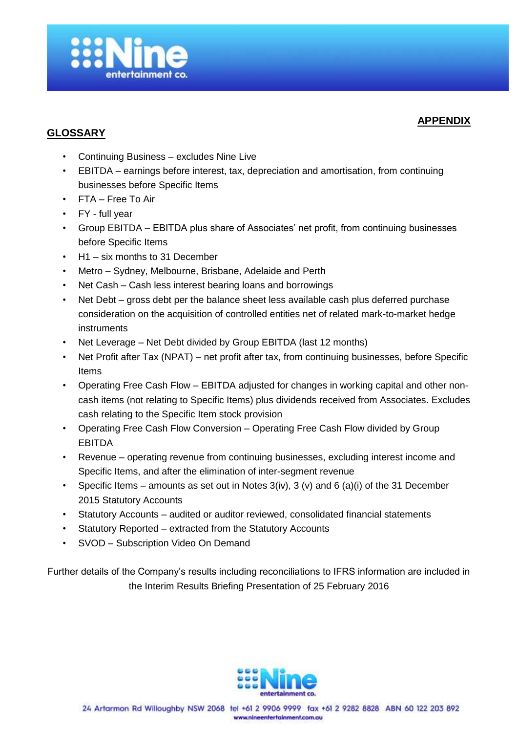**APPENDIX**

## GLOSSARY

- Continuing Business – excludes Nine Live
- EBITDA – earnings before interest, tax, depreciation and amortisation, from continuing businesses before Specific Items
- FTA – Free To Air
- FY - full year
- Group EBITDA – EBITDA plus share of Associates' net profit, from continuing businesses before Specific Items
- H1 – six months to 31 December
- Metro – Sydney, Melbourne, Brisbane, Adelaide and Perth
- Net Cash – Cash less interest bearing loans and borrowings
- Net Debt – gross debt per the balance sheet less available cash plus deferred purchase consideration on the acquisition of controlled entities net of related mark-to-market hedge instruments
- Net Leverage – Net Debt divided by Group EBITDA (last 12 months)
- Net Profit after Tax (NPAT) – net profit after tax, from continuing businesses, before Specific Items
- Operating Free Cash Flow – EBITDA adjusted for changes in working capital and other non-cash items (not relating to Specific Items) plus dividends received from Associates. Excludes cash relating to the Specific Item stock provision
- Operating Free Cash Flow Conversion – Operating Free Cash Flow divided by Group EBITDA
- Revenue – operating revenue from continuing businesses, excluding interest income and Specific Items, and after the elimination of inter-segment revenue
- Specific Items – amounts as set out in Notes 3(iv), 3 (v) and 6 (a)(i) of the 31 December 2015 Statutory Accounts
- Statutory Accounts – audited or auditor reviewed, consolidated financial statements
- Statutory Reported – extracted from the Statutory Accounts
- SVOD – Subscription Video On Demand

Further details of the Company's results including reconciliations to IFRS information are included in the Interim Results Briefing Presentation of 25 February 2016